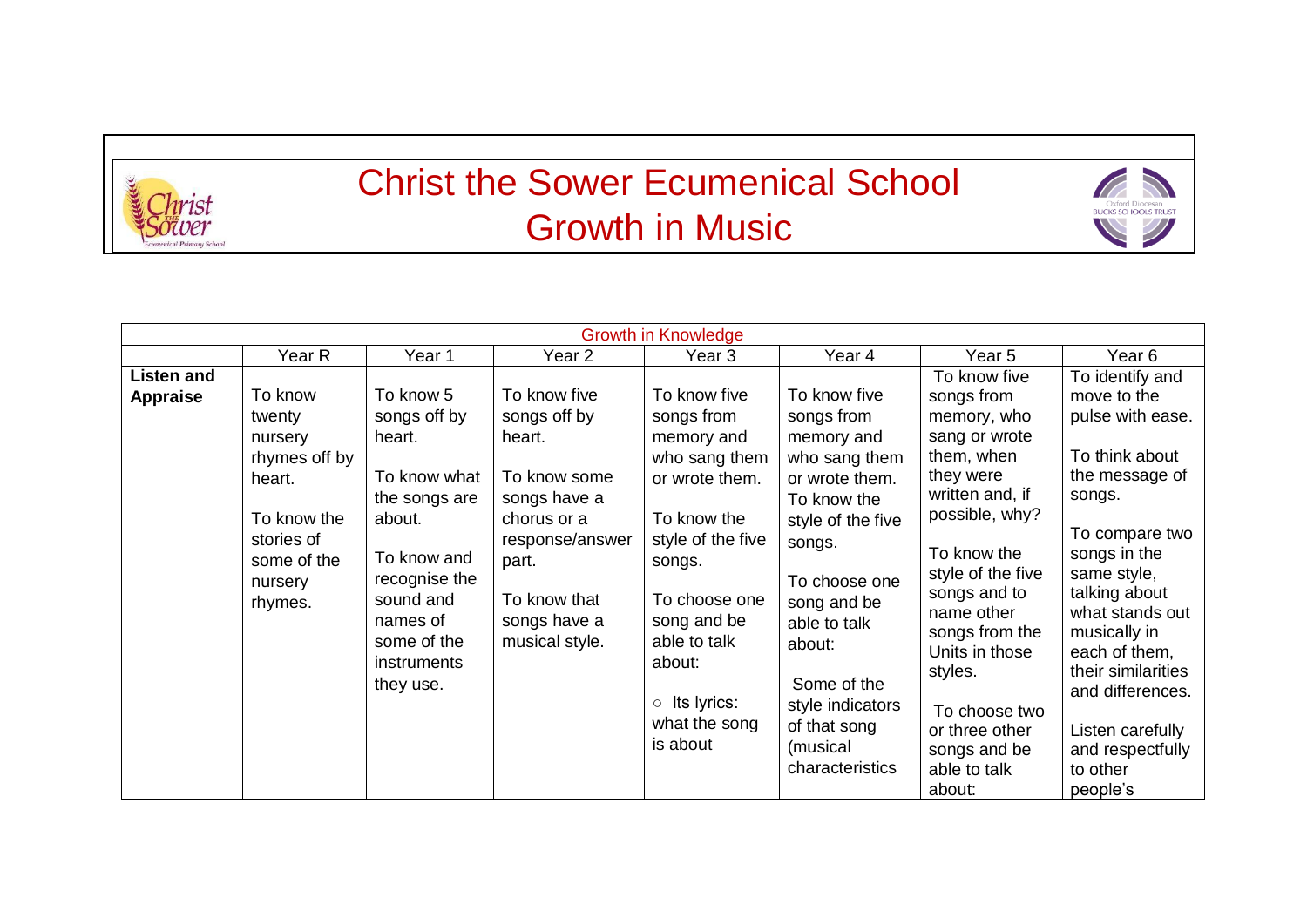# Christ the Sower Ecumenical School
# Growth in Music

| Growth in Knowledge | | | | | | | |
|---|---|---|---|---|---|---|---|
| | Year R | Year 1 | Year 2 | Year 3 | Year 4 | Year 5 | Year 6 |
| **Listen and Appraise** | To know twenty nursery rhymes off by heart.<br><br>To know the stories of some of the nursery rhymes. | To know 5 songs off by heart.<br><br>To know what the songs are about.<br><br>To know and recognise the sound and names of some of the instruments they use. | To know five songs off by heart.<br><br>To know some songs have a chorus or a response/answer part.<br><br>To know that songs have a musical style. | To know five songs from memory and who sang them or wrote them.<br><br>To know the style of the five songs.<br><br>To choose one song and be able to talk about:<br><br>○ Its lyrics: what the song is about | To know five songs from memory and who sang them or wrote them.<br>To know the style of the five songs.<br><br>To choose one song and be able to talk about:<br><br>Some of the style indicators of that song (musical characteristics | To know five songs from memory, who sang or wrote them, when they were written and, if possible, why?<br><br>To know the style of the five songs and to name other songs from the Units in those styles.<br><br>To choose two or three other songs and be able to talk about: | To identify and move to the pulse with ease.<br><br>To think about the message of songs.<br><br>To compare two songs in the same style, talking about what stands out musically in each of them, their similarities and differences.<br><br>Listen carefully and respectfully to other people's |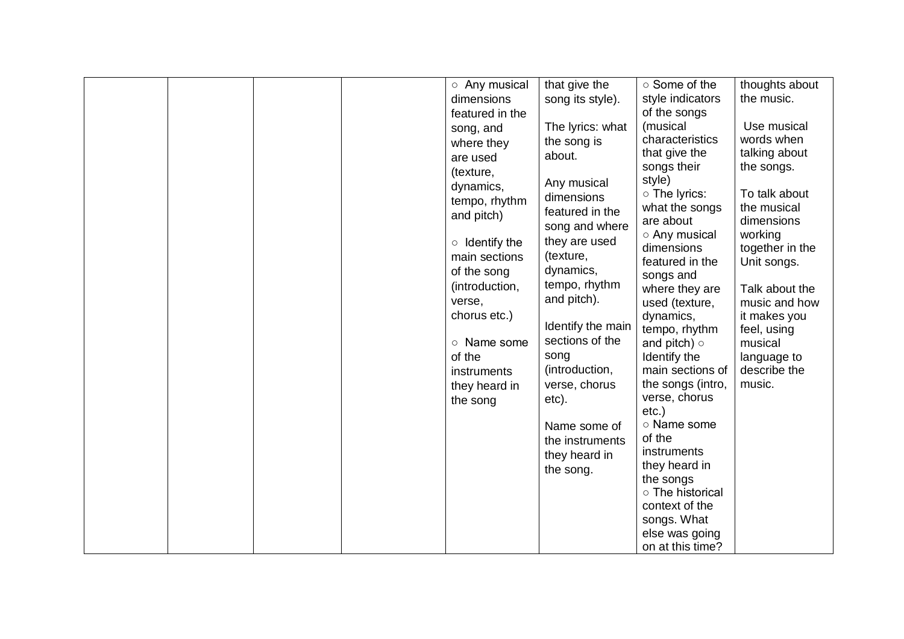| | | | | | | | |
|---|---|---|---|---|---|---|---|
| | | | | ○ Any musical dimensions featured in the song, and where they are used (texture, dynamics, tempo, rhythm and pitch)<br><br>○ Identify the main sections of the song (introduction, verse, chorus etc.)<br><br>○ Name some of the instruments they heard in the song | that give the song its style).<br><br>The lyrics: what the song is about.<br><br>Any musical dimensions featured in the song and where they are used (texture, dynamics, tempo, rhythm and pitch).<br><br>Identify the main sections of the song (introduction, verse, chorus etc).<br><br>Name some of the instruments they heard in the song. | ○ Some of the style indicators of the songs (musical characteristics that give the songs their style)<br>○ The lyrics: what the songs are about<br>○ Any musical dimensions featured in the songs and where they are used (texture, dynamics, tempo, rhythm and pitch) ○ Identify the main sections of the songs (intro, verse, chorus etc.)<br>○ Name some of the instruments they heard in the songs<br>○ The historical context of the songs. What else was going on at this time? | thoughts about the music.<br><br>Use musical words when talking about the songs.<br><br>To talk about the musical dimensions working together in the Unit songs.<br><br>Talk about the music and how it makes you feel, using musical language to describe the music. |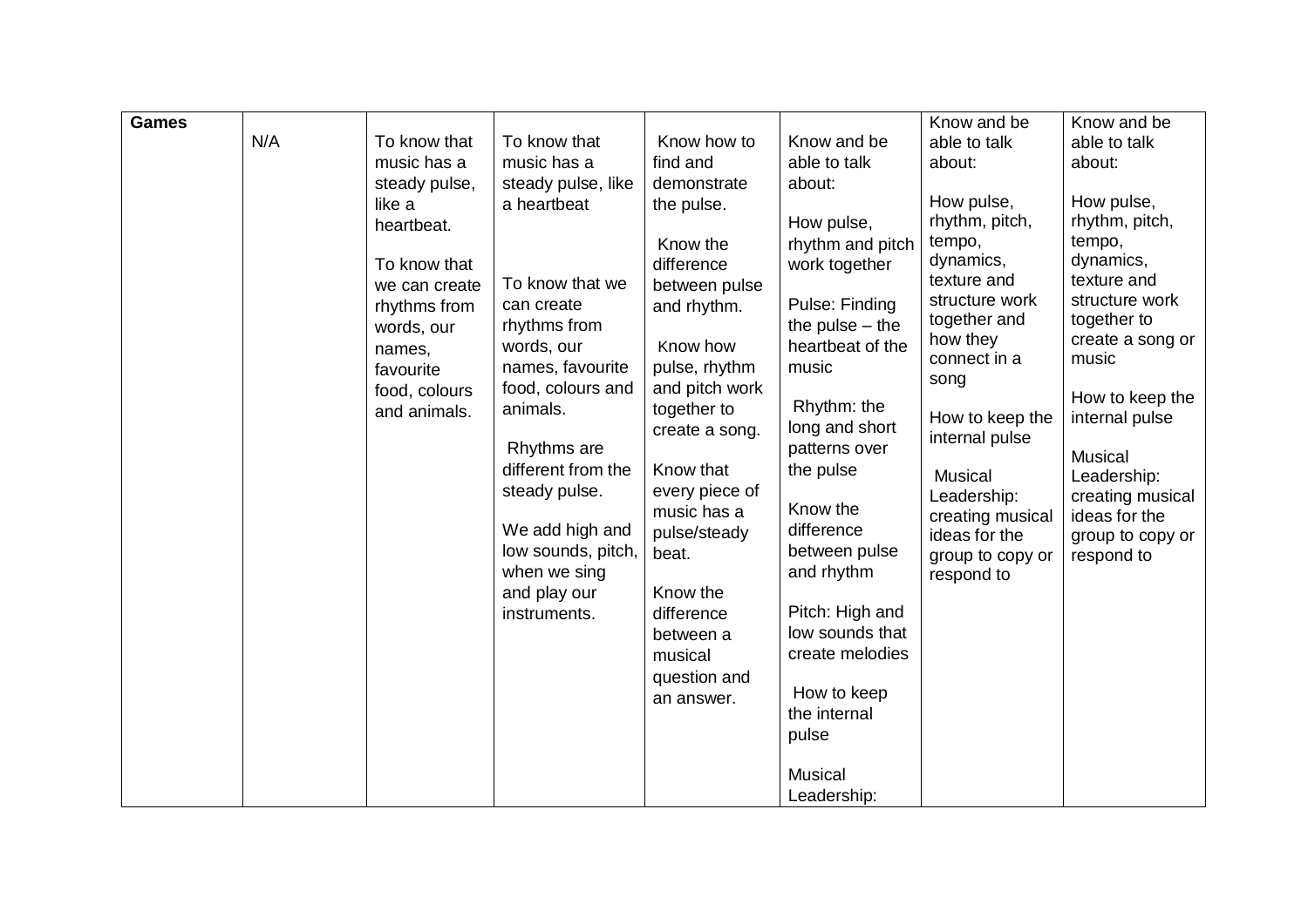| Games | N/A | To know that music has a steady pulse, like a heartbeat.<br><br>To know that we can create rhythms from words, our names, favourite food, colours and animals. | To know that music has a steady pulse, like a heartbeat<br><br>To know that we can create rhythms from words, our names, favourite food, colours and animals.<br><br>Rhythms are different from the steady pulse.<br><br>We add high and low sounds, pitch, when we sing and play our instruments. | Know how to find and demonstrate the pulse.<br><br>Know the difference between pulse and rhythm.<br><br>Know how pulse, rhythm and pitch work together to create a song.<br><br>Know that every piece of music has a pulse/steady beat.<br><br>Know the difference between a musical question and an answer. | Know and be able to talk about:<br><br>How pulse, rhythm and pitch work together<br><br>Pulse: Finding the pulse – the heartbeat of the music<br><br>Rhythm: the long and short patterns over the pulse<br><br>Know the difference between pulse and rhythm<br><br>Pitch: High and low sounds that create melodies<br><br>How to keep the internal pulse<br><br>Musical Leadership: | Know and be able to talk about:<br><br>How pulse, rhythm, pitch, tempo, dynamics, texture and structure work together and how they connect in a song<br><br>How to keep the internal pulse<br><br>Musical Leadership: creating musical ideas for the group to copy or respond to | Know and be able to talk about:<br><br>How pulse, rhythm, pitch, tempo, dynamics, texture and structure work together to create a song or music<br><br>How to keep the internal pulse<br><br>Musical Leadership: creating musical ideas for the group to copy or respond to |
|---|---|---|---|---|---|---|---|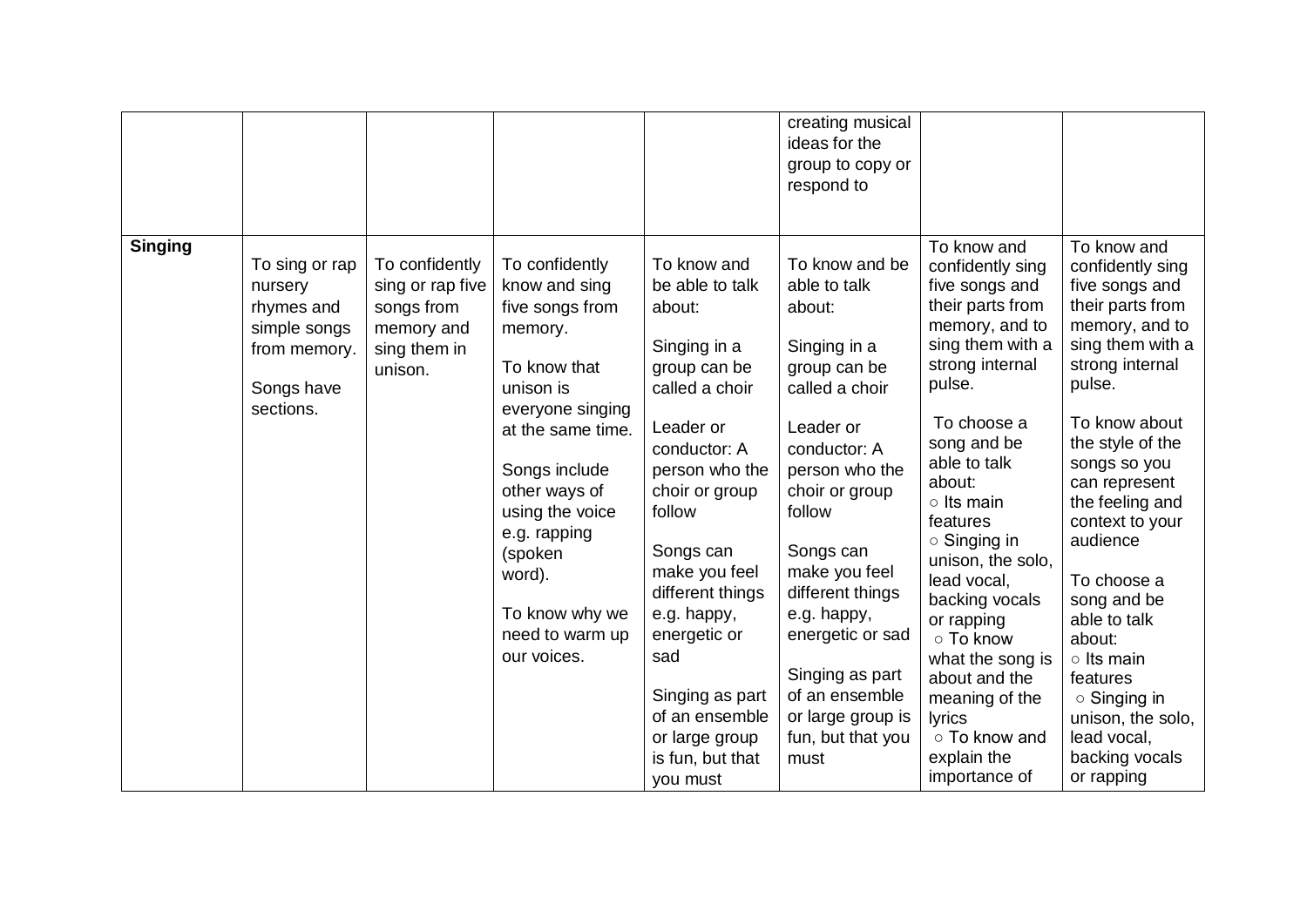| | | | | | | | |
|---|---|---|---|---|---|---|---|
| | | | | | creating musical ideas for the group to copy or respond to | | |
| **Singing** | To sing or rap nursery rhymes and simple songs from memory.<br><br>Songs have sections. | To confidently sing or rap five songs from memory and sing them in unison. | To confidently know and sing five songs from memory.<br><br>To know that unison is everyone singing at the same time.<br><br>Songs include other ways of using the voice e.g. rapping (spoken word).<br><br>To know why we need to warm up our voices. | To know and be able to talk about:<br><br>Singing in a group can be called a choir<br><br>Leader or conductor: A person who the choir or group follow<br><br>Songs can make you feel different things e.g. happy, energetic or sad<br><br>Singing as part of an ensemble or large group is fun, but that you must | To know and be able to talk about:<br><br>Singing in a group can be called a choir<br><br>Leader or conductor: A person who the choir or group follow<br><br>Songs can make you feel different things e.g. happy, energetic or sad<br><br>Singing as part of an ensemble or large group is fun, but that you must | To know and confidently sing five songs and their parts from memory, and to sing them with a strong internal pulse.<br><br>To choose a song and be able to talk about:<br>○ Its main features<br>○ Singing in unison, the solo, lead vocal, backing vocals or rapping<br>○ To know what the song is about and the meaning of the lyrics<br>○ To know and explain the importance of | To know and confidently sing five songs and their parts from memory, and to sing them with a strong internal pulse.<br><br>To know about the style of the songs so you can represent the feeling and context to your audience<br><br>To choose a song and be able to talk about:<br>○ Its main features<br>○ Singing in unison, the solo, lead vocal, backing vocals or rapping |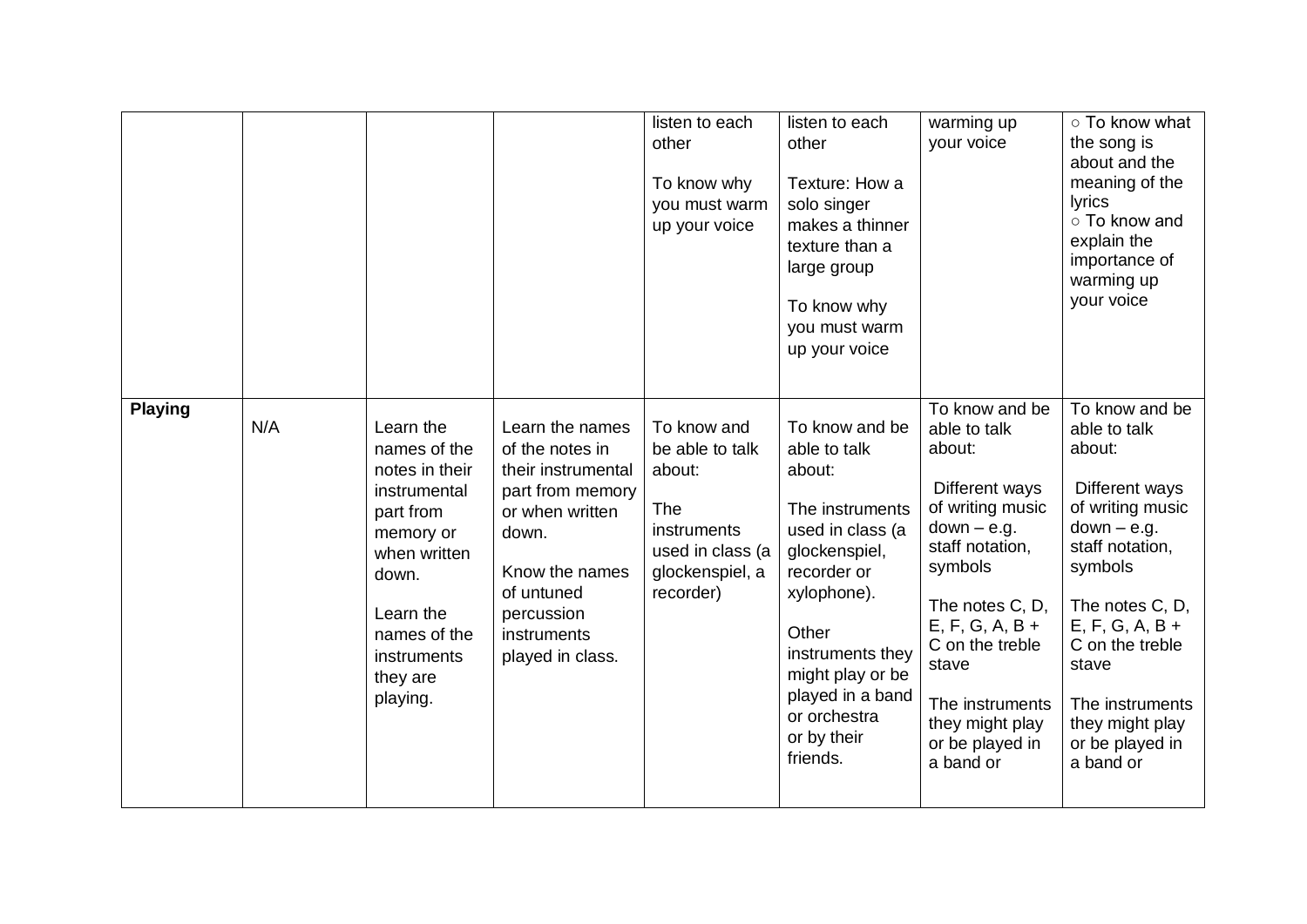| | | | | | | | |
|---|---|---|---|---|---|---|---|
| | | | | listen to each other<br><br>To know why you must warm up your voice | listen to each other<br><br>Texture: How a solo singer makes a thinner texture than a large group<br><br>To know why you must warm up your voice | warming up your voice | ○ To know what the song is about and the meaning of the lyrics<br>○ To know and explain the importance of warming up your voice |
| **Playing** | N/A | Learn the names of the notes in their instrumental part from memory or when written down.<br><br>Learn the names of the instruments they are playing. | Learn the names of the notes in their instrumental part from memory or when written down.<br><br>Know the names of untuned percussion instruments played in class. | To know and be able to talk about:<br><br>The instruments used in class (a glockenspiel, a recorder) | To know and be able to talk about:<br><br>The instruments used in class (a glockenspiel, recorder or xylophone).<br><br>Other instruments they might play or be played in a band or orchestra or by their friends. | To know and be able to talk about:<br><br>Different ways of writing music down – e.g. staff notation, symbols<br><br>The notes C, D, E, F, G, A, B + C on the treble stave<br><br>The instruments they might play or be played in a band or | To know and be able to talk about:<br><br>Different ways of writing music down – e.g. staff notation, symbols<br><br>The notes C, D, E, F, G, A, B + C on the treble stave<br><br>The instruments they might play or be played in a band or |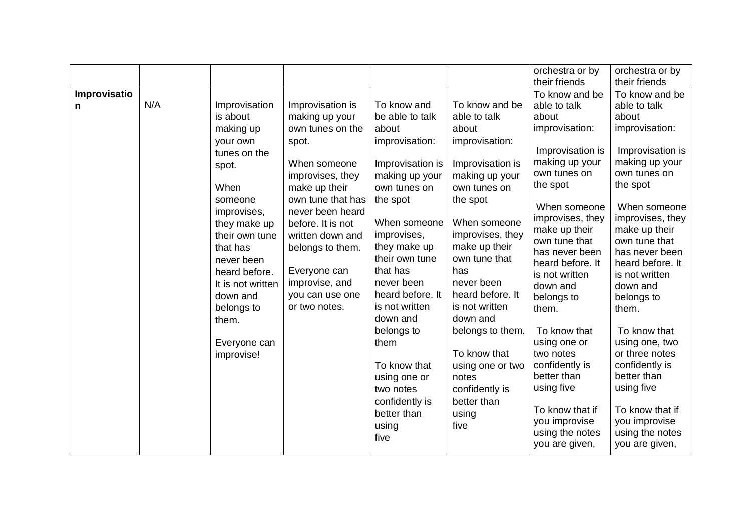| | | | | | | | |
|---|---|---|---|---|---|---|---|
| | | | | | | orchestra or by their friends | orchestra or by their friends |
| **Improvisation** | N/A | Improvisation is about making up your own tunes on the spot.<br><br>When someone improvises, they make up their own tune that has never been heard before. It is not written down and belongs to them.<br><br>Everyone can improvise! | Improvisation is making up your own tunes on the spot.<br><br>When someone improvises, they make up their own tune that has never been heard before. It is not written down and belongs to them.<br><br>Everyone can improvise, and you can use one or two notes. | To know and be able to talk about improvisation:<br><br>Improvisation is making up your own tunes on the spot<br><br>When someone improvises, they make up their own tune that has never been heard before. It is not written down and belongs to them<br><br>To know that using one or two notes confidently is better than using five | To know and be able to talk about improvisation:<br><br>Improvisation is making up your own tunes on the spot<br><br>When someone improvises, they make up their own tune that has never been heard before. It is not written down and belongs to them.<br><br>To know that using one or two notes confidently is better than using five | To know and be able to talk about improvisation:<br><br>Improvisation is making up your own tunes on the spot<br><br>When someone improvises, they make up their own tune that has never been heard before. It is not written down and belongs to them.<br><br>To know that using one or two notes confidently is better than using five<br><br>To know that if you improvise using the notes you are given, | To know and be able to talk about improvisation:<br><br>Improvisation is making up your own tunes on the spot<br><br>When someone improvises, they make up their own tune that has never been heard before. It is not written down and belongs to them.<br><br>To know that using one, two or three notes confidently is better than using five<br><br>To know that if you improvise using the notes you are given, |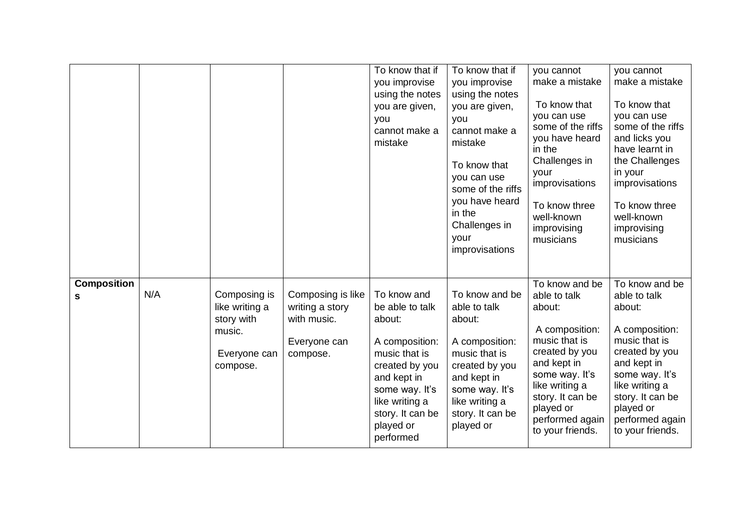| | | | | | | | |
|---|---|---|---|---|---|---|---|
| | | | | To know that if you improvise using the notes you are given, you cannot make a mistake | To know that if you improvise using the notes you are given, you cannot make a mistake<br><br>To know that you can use some of the riffs you have heard in the Challenges in your improvisations | you cannot make a mistake<br><br>To know that you can use some of the riffs you have heard in the Challenges in your improvisations<br><br>To know three well-known improvising musicians | you cannot make a mistake<br><br>To know that you can use some of the riffs and licks you have learnt in the Challenges in your improvisations<br><br>To know three well-known improvising musicians |
| **Compositions** | N/A | Composing is like writing a story with music.<br><br>Everyone can compose. | Composing is like writing a story with music.<br><br>Everyone can compose. | To know and be able to talk about:<br><br>A composition: music that is created by you and kept in some way. It's like writing a story. It can be played or performed | To know and be able to talk about:<br><br>A composition: music that is created by you and kept in some way. It's like writing a story. It can be played or | To know and be able to talk about:<br><br>A composition: music that is created by you and kept in some way. It's like writing a story. It can be played or performed again to your friends. | To know and be able to talk about:<br><br>A composition: music that is created by you and kept in some way. It's like writing a story. It can be played or performed again to your friends. |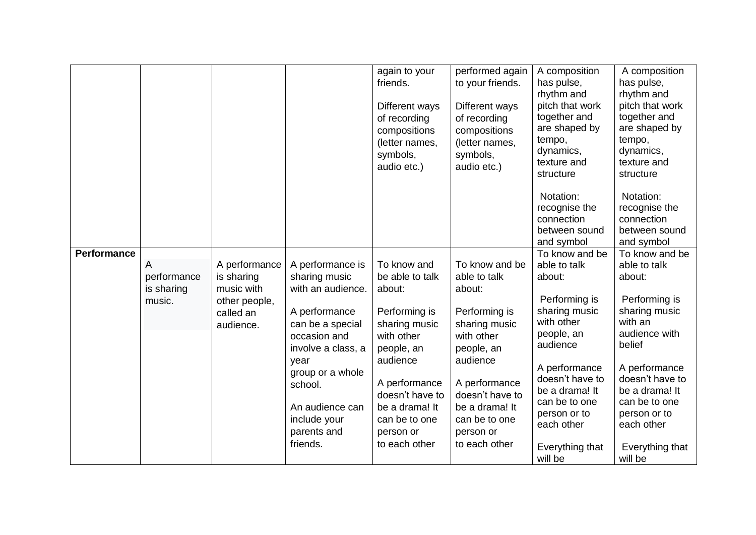| | | | | | | | |
|---|---|---|---|---|---|---|---|
| | | | | again to your friends.<br><br>Different ways of recording compositions (letter names, symbols, audio etc.) | performed again to your friends.<br><br>Different ways of recording compositions (letter names, symbols, audio etc.) | A composition has pulse, rhythm and pitch that work together and are shaped by tempo, dynamics, texture and structure<br><br>Notation: recognise the connection between sound and symbol | A composition has pulse, rhythm and pitch that work together and are shaped by tempo, dynamics, texture and structure<br><br>Notation: recognise the connection between sound and symbol |
| **Performance** | A performance is sharing music. | A performance is sharing music with other people, called an audience. | A performance is sharing music with an audience.<br><br>A performance can be a special occasion and involve a class, a year group or a whole school.<br><br>An audience can include your parents and friends. | To know and be able to talk about:<br><br>Performing is sharing music with other people, an audience<br><br>A performance doesn't have to be a drama! It can be to one person or to each other | To know and be able to talk about:<br><br>Performing is sharing music with other people, an audience<br><br>A performance doesn't have to be a drama! It can be to one person or to each other | To know and be able to talk about:<br><br>Performing is sharing music with other people, an audience<br><br>A performance doesn't have to be a drama! It can be to one person or to each other<br><br>Everything that will be | To know and be able to talk about:<br><br>Performing is sharing music with an audience with belief<br><br>A performance doesn't have to be a drama! It can be to one person or to each other<br><br>Everything that will be |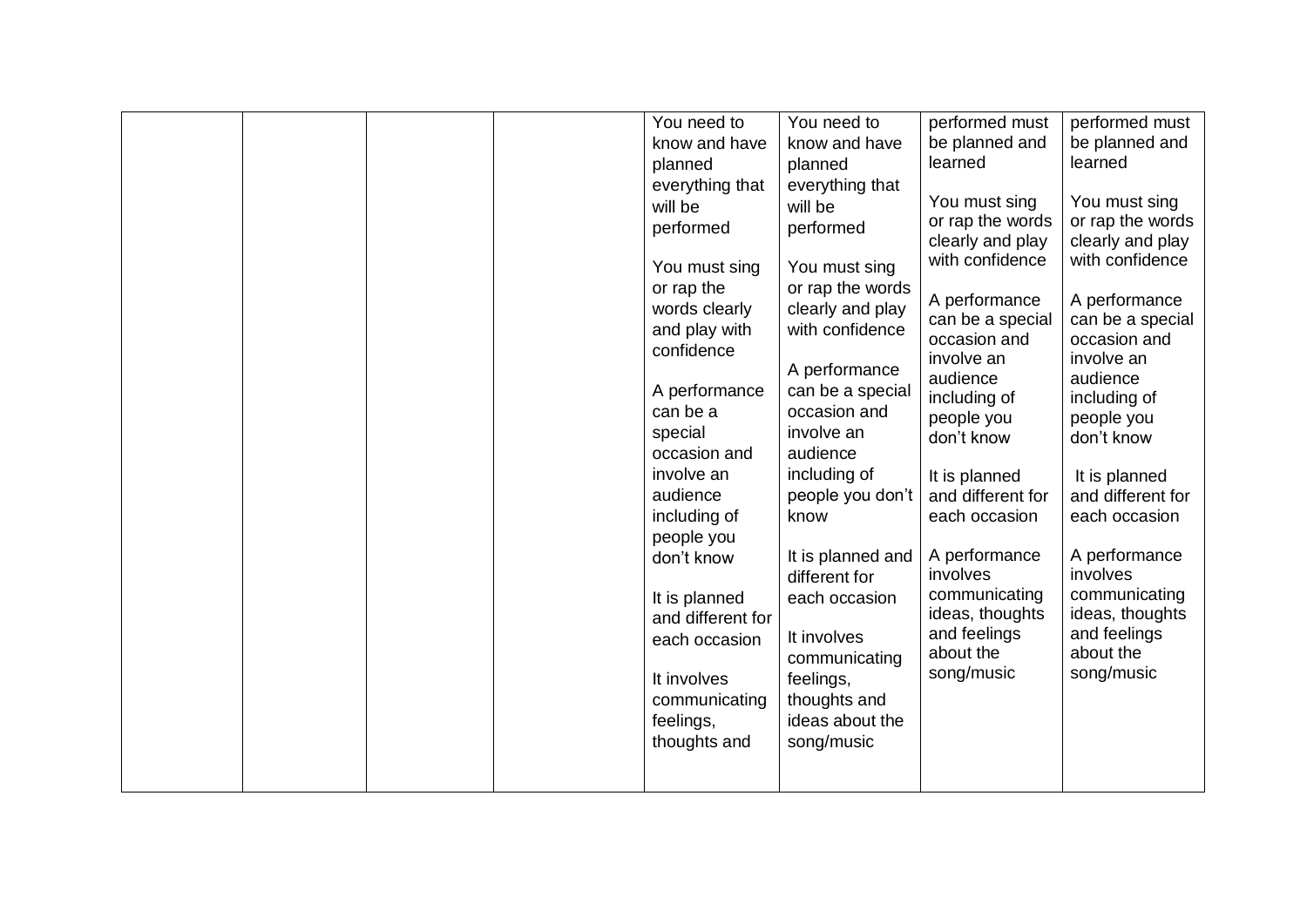| | | | | | | | |
|---|---|---|---|---|---|---|---|
| | | | | You need to know and have planned everything that will be performed<br><br>You must sing or rap the words clearly and play with confidence<br><br>A performance can be a special occasion and involve an audience including of people you don't know<br><br>It is planned and different for each occasion<br><br>It involves communicating feelings, thoughts and | You need to know and have planned everything that will be performed<br><br>You must sing or rap the words clearly and play with confidence<br><br>A performance can be a special occasion and involve an audience including of people you don't know<br><br>It is planned and different for each occasion<br><br>It involves communicating feelings, thoughts and ideas about the song/music | performed must be planned and learned<br><br>You must sing or rap the words clearly and play with confidence<br><br>A performance can be a special occasion and involve an audience including of people you don't know<br><br>It is planned and different for each occasion<br><br>A performance involves communicating ideas, thoughts and feelings about the song/music | performed must be planned and learned<br><br>You must sing or rap the words clearly and play with confidence<br><br>A performance can be a special occasion and involve an audience including of people you don't know<br><br>It is planned and different for each occasion<br><br>A performance involves communicating ideas, thoughts and feelings about the song/music |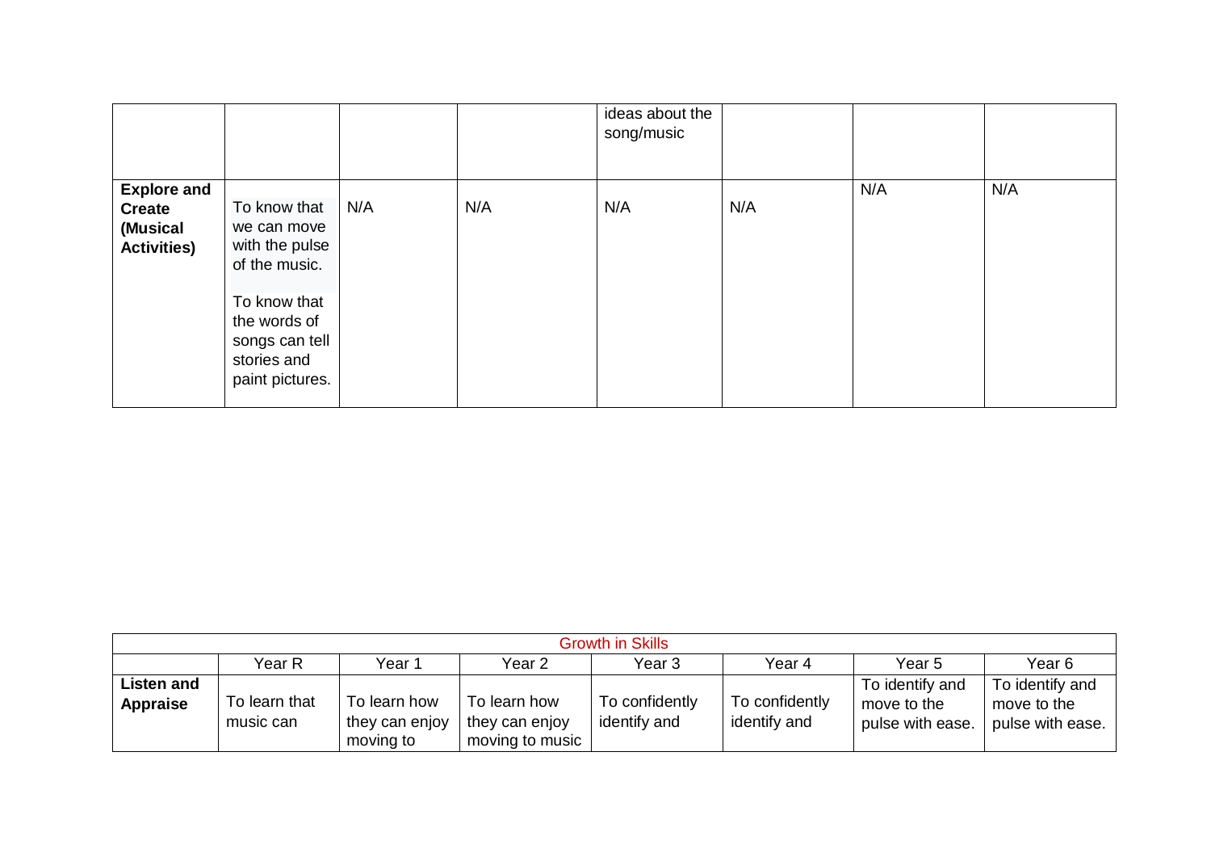| | | | | ideas about the song/music | | | |
|---|---|---|---|---|---|---|---|
| **Explore and Create (Musical Activities)** | To know that we can move with the pulse of the music.<br><br>To know that the words of songs can tell stories and paint pictures. | N/A | N/A | N/A | N/A | N/A | N/A |

| Growth in Skills | | | | | | | |
|---|---|---|---|---|---|---|---|
| | Year R | Year 1 | Year 2 | Year 3 | Year 4 | Year 5 | Year 6 |
| **Listen and Appraise** | To learn that music can | To learn how they can enjoy moving to | To learn how they can enjoy moving to music | To confidently identify and | To confidently identify and | To identify and move to the pulse with ease. | To identify and move to the pulse with ease. |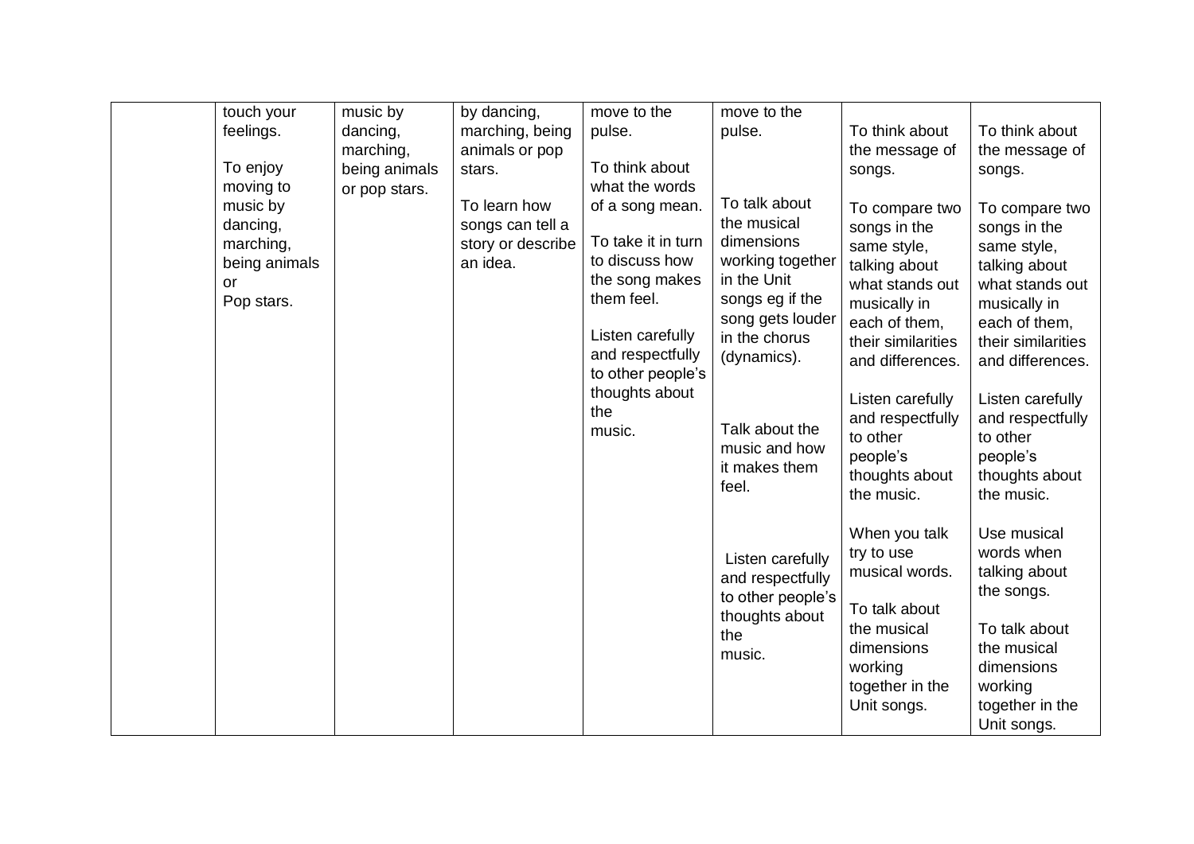| | | | | | | | |
|---|---|---|---|---|---|---|---|
| | touch your feelings.<br><br>To enjoy moving to music by dancing, marching, being animals or Pop stars. | music by dancing, marching, being animals or pop stars. | by dancing, marching, being animals or pop stars.<br><br>To learn how songs can tell a story or describe an idea. | move to the pulse.<br><br>To think about what the words of a song mean.<br><br>To take it in turn to discuss how the song makes them feel.<br><br>Listen carefully and respectfully to other people's thoughts about the music. | move to the pulse.<br><br>To talk about the musical dimensions working together in the Unit songs eg if the song gets louder in the chorus (dynamics).<br><br>Talk about the music and how it makes them feel.<br><br>Listen carefully and respectfully to other people's thoughts about the music. | To think about the message of songs.<br><br>To compare two songs in the same style, talking about what stands out musically in each of them, their similarities and differences.<br><br>Listen carefully and respectfully to other people's thoughts about the music.<br><br>When you talk try to use musical words.<br><br>To talk about the musical dimensions working together in the Unit songs. | To think about the message of songs.<br><br>To compare two songs in the same style, talking about what stands out musically in each of them, their similarities and differences.<br><br>Listen carefully and respectfully to other people's thoughts about the music.<br><br>Use musical words when talking about the songs.<br><br>To talk about the musical dimensions working together in the Unit songs. |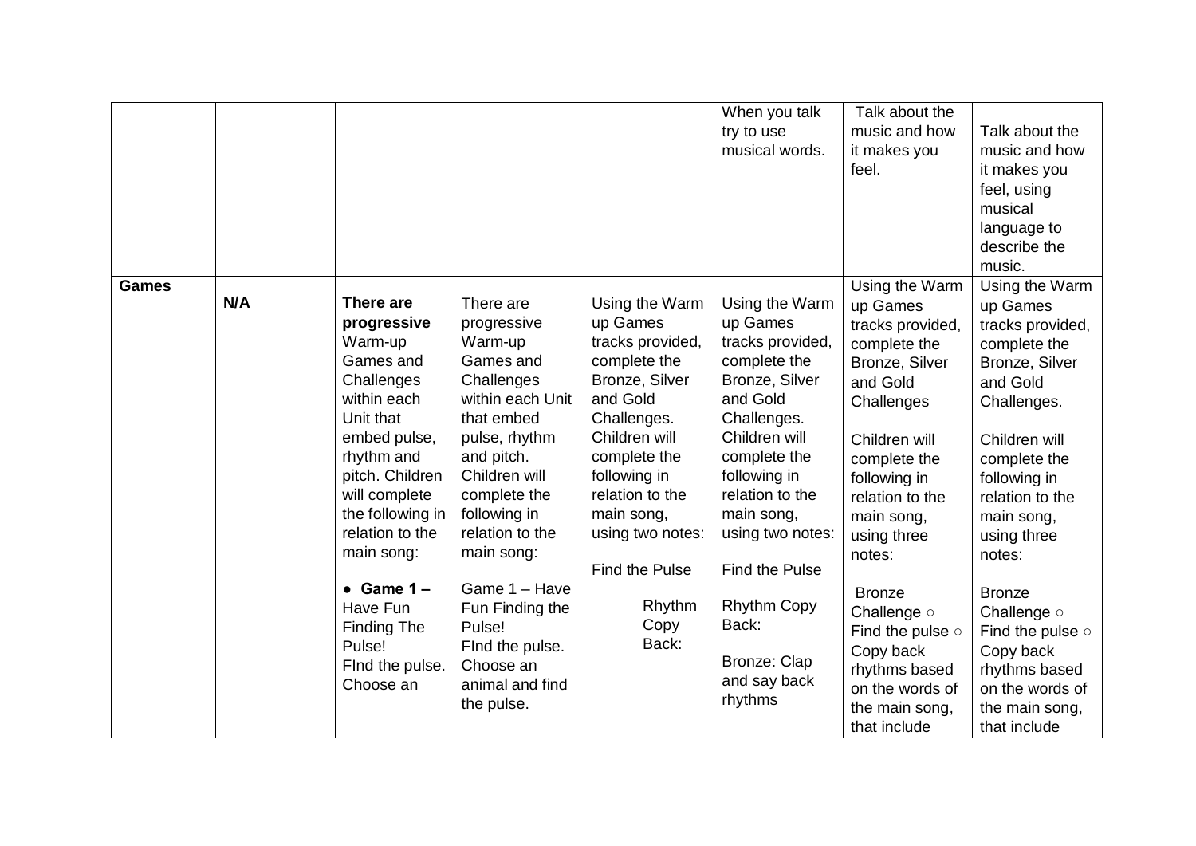| | | | | | | | |
|---|---|---|---|---|---|---|---|
| | | | | | When you talk try to use musical words. | Talk about the music and how it makes you feel. | Talk about the music and how it makes you feel, using musical language to describe the music. |
| **Games** | **N/A** | **There are progressive** Warm-up Games and Challenges within each Unit that embed pulse, rhythm and pitch. Children will complete the following in relation to the main song: • **Game 1 –** Have Fun Finding The Pulse! FInd the pulse. Choose an | There are progressive Warm-up Games and Challenges within each Unit that embed pulse, rhythm and pitch. Children will complete the following in relation to the main song: Game 1 – Have Fun Finding the Pulse! FInd the pulse. Choose an animal and find the pulse. | Using the Warm up Games tracks provided, complete the Bronze, Silver and Gold Challenges. Children will complete the following in relation to the main song, using two notes: Find the Pulse Rhythm Copy Back: | Using the Warm up Games tracks provided, complete the Bronze, Silver and Gold Challenges. Children will complete the following in relation to the main song, using two notes: Find the Pulse Rhythm Copy Back: Bronze: Clap and say back rhythms | Using the Warm up Games tracks provided, complete the Bronze, Silver and Gold Challenges Children will complete the following in relation to the main song, using three notes: Bronze Challenge ○ Find the pulse ○ Copy back rhythms based on the words of the main song, that include | Using the Warm up Games tracks provided, complete the Bronze, Silver and Gold Challenges. Children will complete the following in relation to the main song, using three notes: Bronze Challenge ○ Find the pulse ○ Copy back rhythms based on the words of the main song, that include |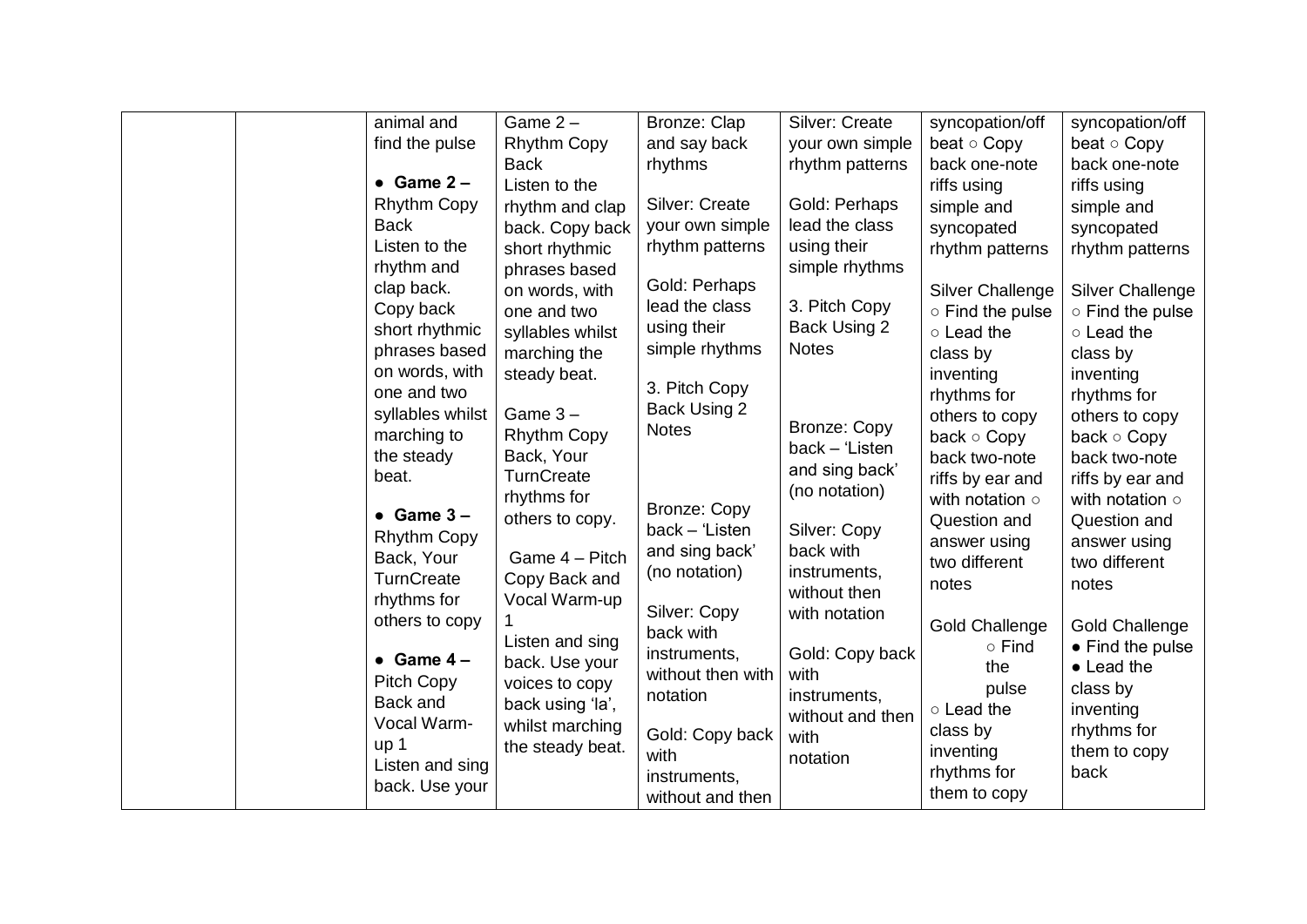| | | | | | | | |
|---|---|---|---|---|---|---|---|
| | | animal and find the pulse<br><br>• **Game 2 –** Rhythm Copy Back<br>Listen to the rhythm and clap back. Copy back short rhythmic phrases based on words, with one and two syllables whilst marching to the steady beat.<br><br>• **Game 3 –** Rhythm Copy Back, Your TurnCreate rhythms for others to copy<br><br>• **Game 4 –** Pitch Copy Back and Vocal Warm-up 1<br>Listen and sing back. Use your | Game 2 – Rhythm Copy Back<br>Listen to the rhythm and clap back. Copy back short rhythmic phrases based on words, with one and two syllables whilst marching the steady beat.<br><br>Game 3 – Rhythm Copy Back, Your TurnCreate rhythms for others to copy.<br><br>Game 4 – Pitch Copy Back and Vocal Warm-up 1<br>Listen and sing back. Use your voices to copy back using 'la', whilst marching the steady beat. | Bronze: Clap and say back rhythms<br><br>Silver: Create your own simple rhythm patterns<br><br>Gold: Perhaps lead the class using their simple rhythms<br><br>3. Pitch Copy Back Using 2 Notes<br><br>Bronze: Copy back – 'Listen and sing back' (no notation)<br><br>Silver: Copy back with instruments, without then with notation<br><br>Gold: Copy back with instruments, without and then | Silver: Create your own simple rhythm patterns<br><br>Gold: Perhaps lead the class using their simple rhythms<br><br>3. Pitch Copy Back Using 2 Notes<br><br>Bronze: Copy back – 'Listen and sing back' (no notation)<br><br>Silver: Copy back with instruments, without then with notation<br><br>Gold: Copy back with instruments, without and then with notation | syncopation/off beat ○ Copy back one-note riffs using simple and syncopated rhythm patterns<br><br>Silver Challenge ○ Find the pulse ○ Lead the class by inventing rhythms for others to copy back ○ Copy back two-note riffs by ear and with notation ○ Question and answer using two different notes<br><br>Gold Challenge ○ Find the pulse ○ Lead the class by inventing rhythms for them to copy | syncopation/off beat ○ Copy back one-note riffs using simple and syncopated rhythm patterns<br><br>Silver Challenge ○ Find the pulse ○ Lead the class by inventing rhythms for others to copy back ○ Copy back two-note riffs by ear and with notation ○ Question and answer using two different notes<br><br>Gold Challenge • Find the pulse • Lead the class by inventing rhythms for them to copy back |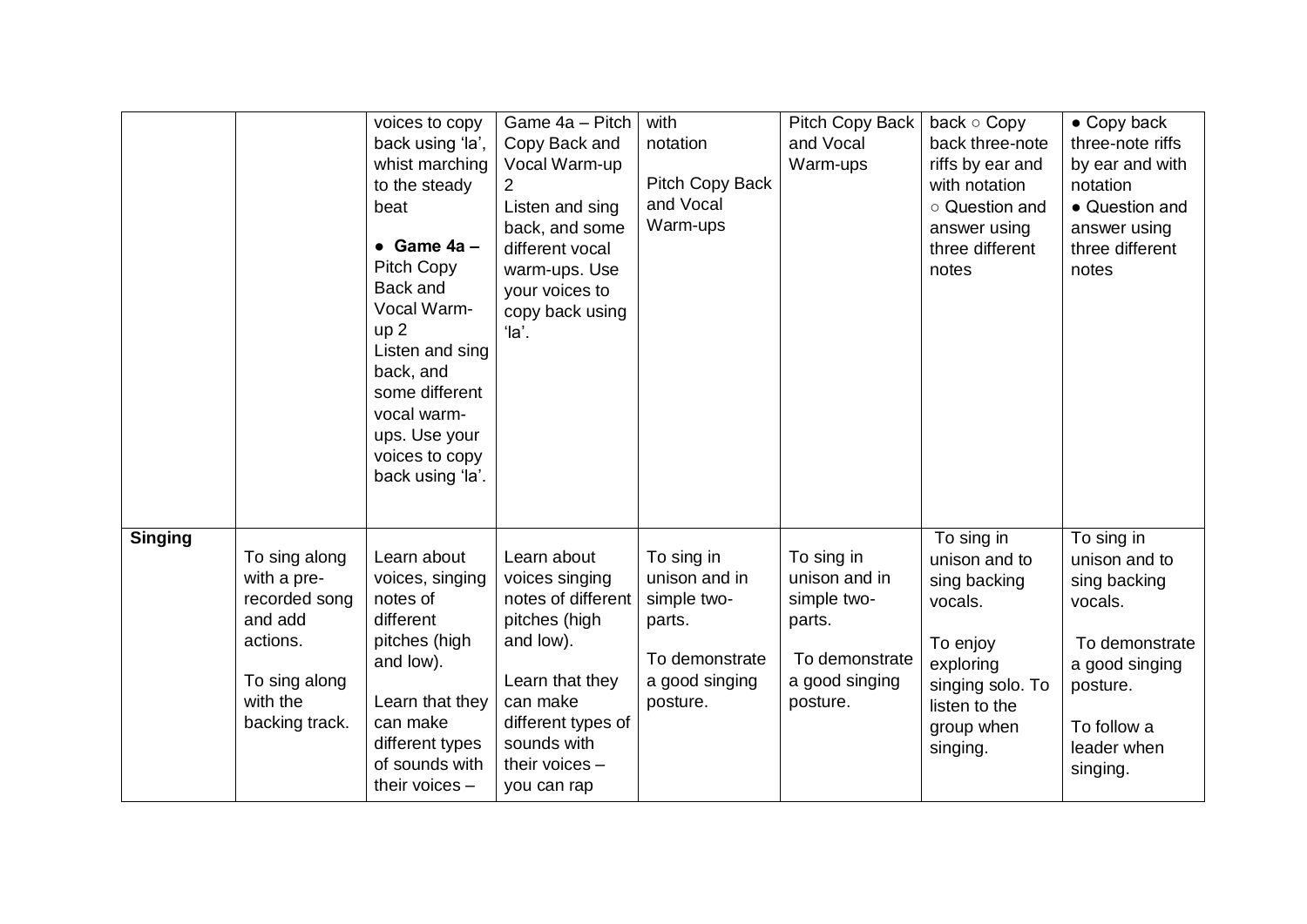| | | | | | | | |
|---|---|---|---|---|---|---|---|
| | | voices to copy back using 'la', whist marching to the steady beat<br><br>● **Game 4a –** Pitch Copy Back and Vocal Warm-up 2<br>Listen and sing back, and some different vocal warm-ups. Use your voices to copy back using 'la'. | Game 4a – Pitch Copy Back and Vocal Warm-up 2<br>Listen and sing back, and some different vocal warm-ups. Use your voices to copy back using 'la'. | with notation<br><br>Pitch Copy Back and Vocal Warm-ups | Pitch Copy Back and Vocal Warm-ups | back ○ Copy back three-note riffs by ear and with notation<br>○ Question and answer using three different notes | ● Copy back three-note riffs by ear and with notation<br>● Question and answer using three different notes |
| **Singing** | To sing along with a pre-recorded song and add actions.<br><br>To sing along with the backing track. | Learn about voices, singing notes of different pitches (high and low).<br><br>Learn that they can make different types of sounds with their voices – | Learn about voices singing notes of different pitches (high and low).<br><br>Learn that they can make different types of sounds with their voices – you can rap | To sing in unison and in simple two-parts.<br><br>To demonstrate a good singing posture. | To sing in unison and in simple two-parts.<br><br>To demonstrate a good singing posture. | To sing in unison and to sing backing vocals.<br><br>To enjoy exploring singing solo. To listen to the group when singing. | To sing in unison and to sing backing vocals.<br><br>To demonstrate a good singing posture.<br><br>To follow a leader when singing. |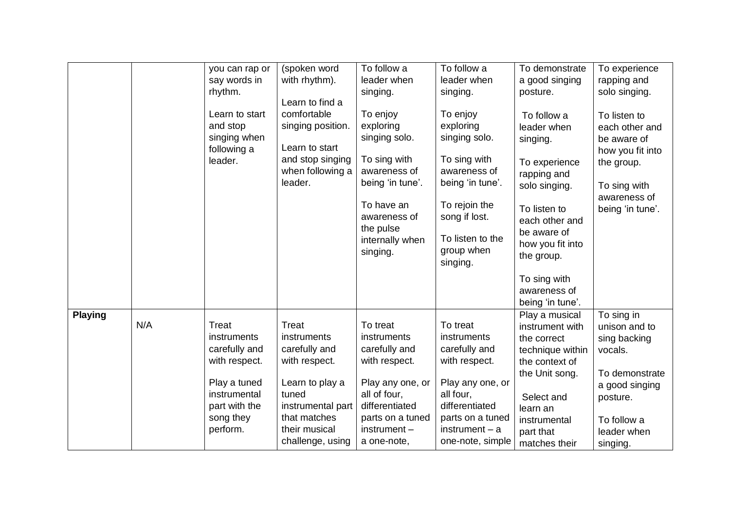| | | | | | | | |
|---|---|---|---|---|---|---|---|
| | | you can rap or say words in rhythm.<br><br>Learn to start and stop singing when following a leader. | (spoken word with rhythm).<br><br>Learn to find a comfortable singing position.<br><br>Learn to start and stop singing when following a leader. | To follow a leader when singing.<br><br>To enjoy exploring singing solo.<br><br>To sing with awareness of being 'in tune'.<br><br>To have an awareness of the pulse internally when singing. | To follow a leader when singing.<br><br>To enjoy exploring singing solo.<br><br>To sing with awareness of being 'in tune'.<br><br>To rejoin the song if lost.<br><br>To listen to the group when singing. | To demonstrate a good singing posture.<br><br>To follow a leader when singing.<br><br>To experience rapping and solo singing.<br><br>To listen to each other and be aware of how you fit into the group.<br><br>To sing with awareness of being 'in tune'. | To experience rapping and solo singing.<br><br>To listen to each other and be aware of how you fit into the group.<br><br>To sing with awareness of being 'in tune'. |
| **Playing** | N/A | Treat instruments carefully and with respect.<br><br>Play a tuned instrumental part with the song they perform. | Treat instruments carefully and with respect.<br><br>Learn to play a tuned instrumental part that matches their musical challenge, using | To treat instruments carefully and with respect.<br><br>Play any one, or all of four, differentiated parts on a tuned instrument – a one-note, | To treat instruments carefully and with respect.<br><br>Play any one, or all four, differentiated parts on a tuned instrument – a one-note, simple | Play a musical instrument with the correct technique within the context of the Unit song.<br><br>Select and learn an instrumental part that matches their | To sing in unison and to sing backing vocals.<br><br>To demonstrate a good singing posture.<br><br>To follow a leader when singing. |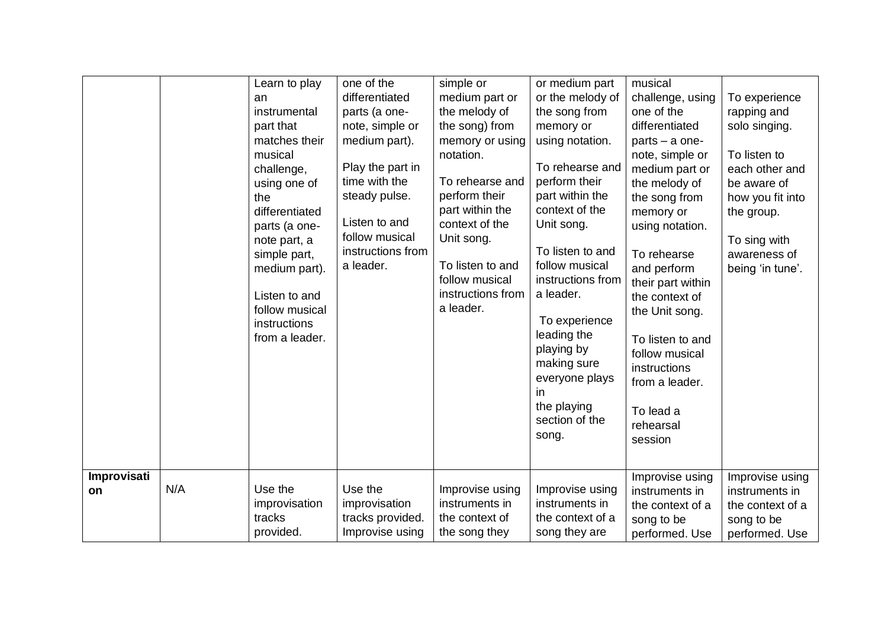| | | | | | | | |
|---|---|---|---|---|---|---|---|
| | | Learn to play an instrumental part that matches their musical challenge, using one of the differentiated parts (a one-note part, a simple part, medium part).<br><br>Listen to and follow musical instructions from a leader. | one of the differentiated parts (a one-note, simple or medium part).<br><br>Play the part in time with the steady pulse.<br><br>Listen to and follow musical instructions from a leader. | simple or medium part or the melody of the song) from memory or using notation.<br><br>To rehearse and perform their part within the context of the Unit song.<br><br>To listen to and follow musical instructions from a leader. | or medium part or the melody of the song from memory or using notation.<br><br>To rehearse and perform their part within the context of the Unit song.<br><br>To listen to and follow musical instructions from a leader.<br><br>To experience leading the playing by making sure everyone plays in the playing section of the song. | musical challenge, using one of the differentiated parts – a one-note, simple or medium part or the melody of the song from memory or using notation.<br><br>To rehearse and perform their part within the context of the Unit song.<br><br>To listen to and follow musical instructions from a leader.<br><br>To lead a rehearsal session | To experience rapping and solo singing.<br><br>To listen to each other and be aware of how you fit into the group.<br><br>To sing with awareness of being 'in tune'. |
| **Improvisation** | N/A | Use the improvisation tracks provided. | Use the improvisation tracks provided. Improvise using | Improvise using instruments in the context of the song they | Improvise using instruments in the context of a song they are | Improvise using instruments in the context of a song to be performed. Use | Improvise using instruments in the context of a song to be performed. Use |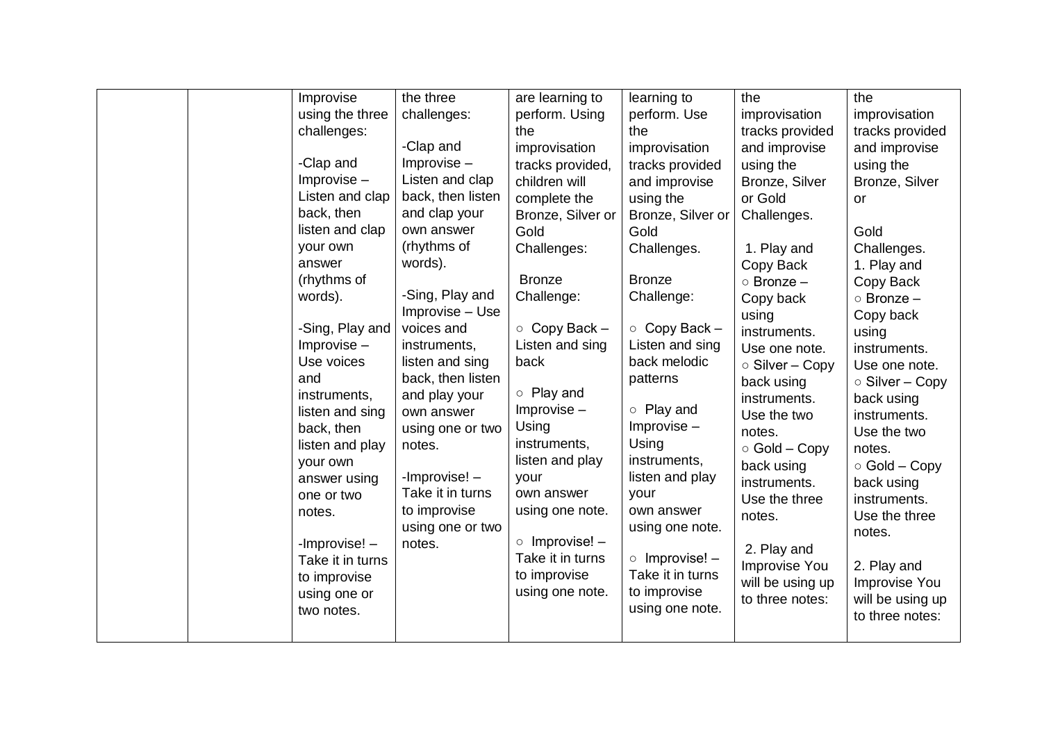| | | | | | | | |
|---|---|---|---|---|---|---|---|
| | | Improvise using the three challenges:<br><br>-Clap and Improvise – Listen and clap back, then listen and clap your own answer (rhythms of words).<br><br>-Sing, Play and Improvise – Use voices and instruments, listen and sing back, then listen and play your own answer using one or two notes.<br><br>-Improvise! – Take it in turns to improvise using one or two notes. | the three challenges:<br><br>-Clap and Improvise – Listen and clap back, then listen and clap your own answer (rhythms of words).<br><br>-Sing, Play and Improvise – Use voices and instruments, listen and sing back, then listen and play your own answer using one or two notes.<br><br>-Improvise! – Take it in turns to improvise using one or two notes. | are learning to perform. Using the improvisation tracks provided, children will complete the Bronze, Silver or Gold Challenges:<br><br>Bronze Challenge:<br><br>○ Copy Back – Listen and sing back<br><br>○ Play and Improvise – Using instruments, listen and play your own answer using one note.<br><br>○ Improvise! – Take it in turns to improvise using one note. | learning to perform. Use the improvisation tracks provided and improvise using the Bronze, Silver or Gold Challenges.<br><br>Bronze Challenge:<br><br>○ Copy Back – Listen and sing back melodic patterns<br><br>○ Play and Improvise – Using instruments, listen and play your own answer using one note.<br><br>○ Improvise! – Take it in turns to improvise using one note. | the improvisation tracks provided and improvise using the Bronze, Silver or Gold Challenges.<br><br>1. Play and Copy Back<br>○ Bronze – Copy back using instruments. Use one note.<br>○ Silver – Copy back using instruments. Use the two notes.<br>○ Gold – Copy back using instruments. Use the three notes.<br><br>2. Play and Improvise You will be using up to three notes: | the improvisation tracks provided and improvise using the Bronze, Silver or<br><br>Gold Challenges.<br>1. Play and Copy Back<br>○ Bronze – Copy back using instruments. Use one note.<br>○ Silver – Copy back using instruments. Use the two notes.<br>○ Gold – Copy back using instruments. Use the three notes.<br><br>2. Play and Improvise You will be using up to three notes: |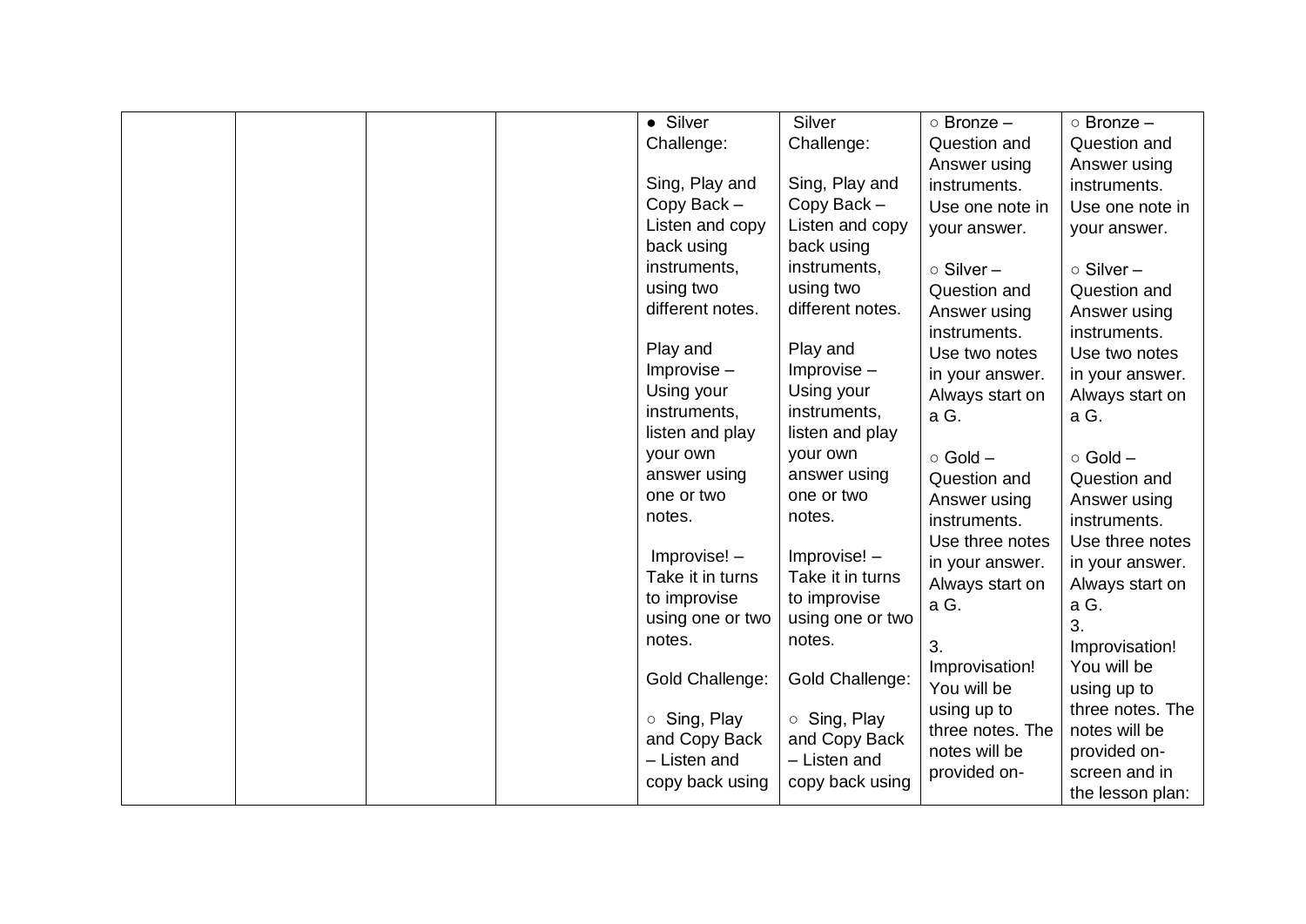| | | | | | | | |
|---|---|---|---|---|---|---|---|
| | | | | • Silver Challenge:<br><br>Sing, Play and Copy Back – Listen and copy back using instruments, using two different notes.<br><br>Play and Improvise – Using your instruments, listen and play your own answer using one or two notes.<br><br>Improvise! – Take it in turns to improvise using one or two notes.<br><br>Gold Challenge:<br><br>○ Sing, Play and Copy Back – Listen and copy back using | Silver Challenge:<br><br>Sing, Play and Copy Back – Listen and copy back using instruments, using two different notes.<br><br>Play and Improvise – Using your instruments, listen and play your own answer using one or two notes.<br><br>Improvise! – Take it in turns to improvise using one or two notes.<br><br>Gold Challenge:<br><br>○ Sing, Play and Copy Back – Listen and copy back using | ○ Bronze – Question and Answer using instruments. Use one note in your answer.<br><br>○ Silver – Question and Answer using instruments. Use two notes in your answer. Always start on a G.<br><br>○ Gold – Question and Answer using instruments. Use three notes in your answer. Always start on a G.<br><br>3. Improvisation! You will be using up to three notes. The notes will be provided on- | ○ Bronze – Question and Answer using instruments. Use one note in your answer.<br><br>○ Silver – Question and Answer using instruments. Use two notes in your answer. Always start on a G.<br><br>○ Gold – Question and Answer using instruments. Use three notes in your answer. Always start on a G.<br>3. Improvisation! You will be using up to three notes. The notes will be provided on-screen and in the lesson plan: |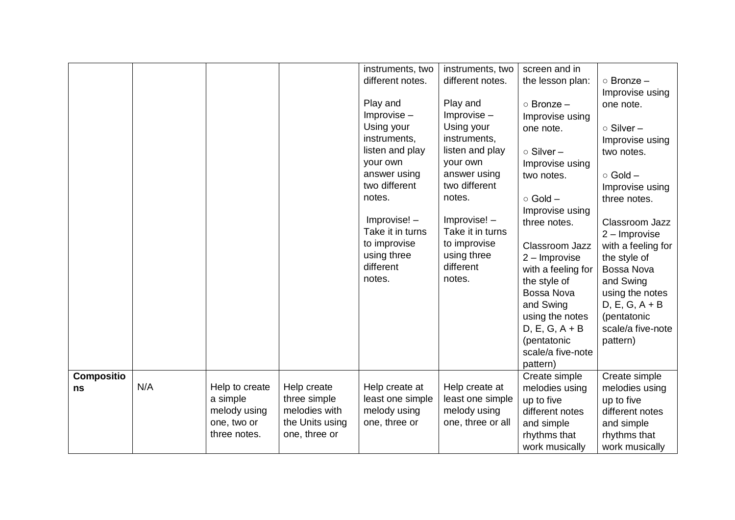| | | | | | | | |
|---|---|---|---|---|---|---|---|
| | | | | instruments, two different notes.<br><br>Play and Improvise – Using your instruments, listen and play your own answer using two different notes.<br><br>Improvise! – Take it in turns to improvise using three different notes. | instruments, two different notes.<br><br>Play and Improvise – Using your instruments, listen and play your own answer using two different notes.<br><br>Improvise! – Take it in turns to improvise using three different notes. | screen and in the lesson plan:<br><br>○ Bronze – Improvise using one note.<br><br>○ Silver – Improvise using two notes.<br><br>○ Gold – Improvise using three notes.<br><br>Classroom Jazz 2 – Improvise with a feeling for the style of Bossa Nova and Swing using the notes D, E, G, A + B (pentatonic scale/a five-note pattern) | ○ Bronze – Improvise using one note.<br><br>○ Silver – Improvise using two notes.<br><br>○ Gold – Improvise using three notes.<br><br>Classroom Jazz 2 – Improvise with a feeling for the style of Bossa Nova and Swing using the notes D, E, G, A + B (pentatonic scale/a five-note pattern) |
| **Compositions** | N/A | Help to create a simple melody using one, two or three notes. | Help create three simple melodies with the Units using one, three or | Help create at least one simple melody using one, three or | Help create at least one simple melody using one, three or all | Create simple melodies using up to five different notes and simple rhythms that work musically | Create simple melodies using up to five different notes and simple rhythms that work musically |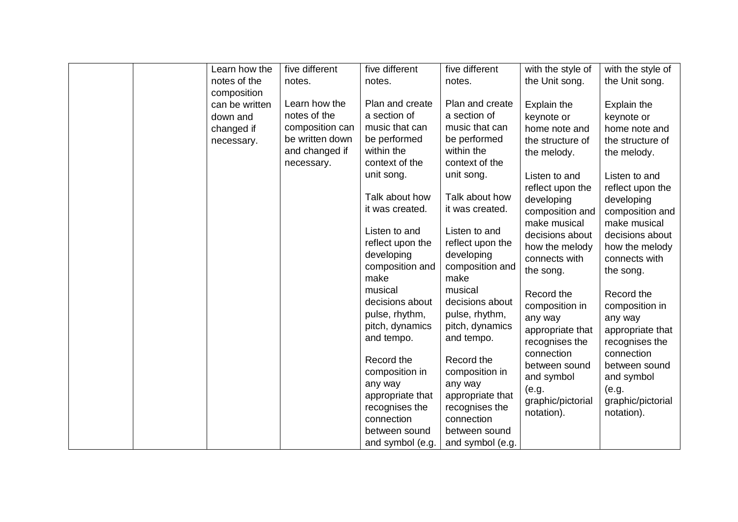| | | | | | | | |
|---|---|---|---|---|---|---|---|
| | | Learn how the notes of the composition can be written down and changed if necessary. | five different notes.<br><br>Learn how the notes of the composition can be written down and changed if necessary. | five different notes.<br><br>Plan and create a section of music that can be performed within the context of the unit song.<br><br>Talk about how it was created.<br><br>Listen to and reflect upon the developing composition and make musical decisions about pulse, rhythm, pitch, dynamics and tempo.<br><br>Record the composition in any way appropriate that recognises the connection between sound and symbol (e.g. | five different notes.<br><br>Plan and create a section of music that can be performed within the context of the unit song.<br><br>Talk about how it was created.<br><br>Listen to and reflect upon the developing composition and make musical decisions about pulse, rhythm, pitch, dynamics and tempo.<br><br>Record the composition in any way appropriate that recognises the connection between sound and symbol (e.g. | with the style of the Unit song.<br><br>Explain the keynote or home note and the structure of the melody.<br><br>Listen to and reflect upon the developing composition and make musical decisions about how the melody connects with the song.<br><br>Record the composition in any way appropriate that recognises the connection between sound and symbol (e.g. graphic/pictorial notation). | with the style of the Unit song.<br><br>Explain the keynote or home note and the structure of the melody.<br><br>Listen to and reflect upon the developing composition and make musical decisions about how the melody connects with the song.<br><br>Record the composition in any way appropriate that recognises the connection between sound and symbol (e.g. graphic/pictorial notation). |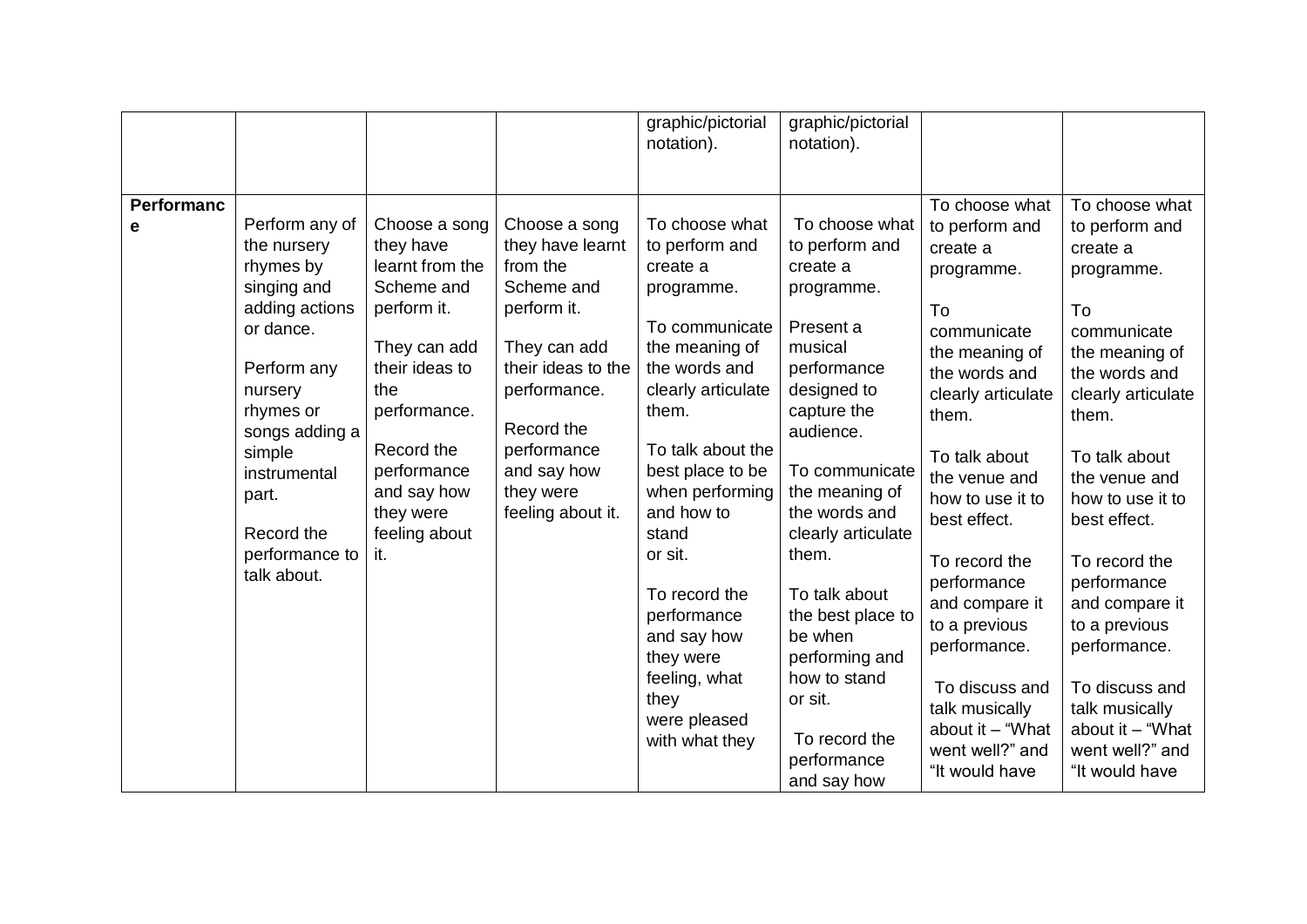| | | | | | | | |
|---|---|---|---|---|---|---|---|
| | | | | graphic/pictorial notation). | graphic/pictorial notation). | | |
| **Performance** | Perform any of the nursery rhymes by singing and adding actions or dance.<br><br>Perform any nursery rhymes or songs adding a simple instrumental part.<br><br>Record the performance to talk about. | Choose a song they have learnt from the Scheme and perform it.<br><br>They can add their ideas to the performance.<br><br>Record the performance and say how they were feeling about it. | Choose a song they have learnt from the Scheme and perform it.<br><br>They can add their ideas to the performance.<br><br>Record the performance and say how they were feeling about it. | To choose what to perform and create a programme.<br><br>To communicate the meaning of the words and clearly articulate them.<br><br>To talk about the best place to be when performing and how to stand or sit.<br><br>To record the performance and say how they were feeling, what they were pleased with what they | To choose what to perform and create a programme.<br><br>Present a musical performance designed to capture the audience.<br><br>To communicate the meaning of the words and clearly articulate them.<br><br>To talk about the best place to be when performing and how to stand or sit.<br><br>To record the performance and say how | To choose what to perform and create a programme.<br><br>To communicate the meaning of the words and clearly articulate them.<br><br>To talk about the venue and how to use it to best effect.<br><br>To record the performance and compare it to a previous performance.<br><br>To discuss and talk musically about it – "What went well?" and "It would have | To choose what to perform and create a programme.<br><br>To communicate the meaning of the words and clearly articulate them.<br><br>To talk about the venue and how to use it to best effect.<br><br>To record the performance and compare it to a previous performance.<br><br>To discuss and talk musically about it – "What went well?" and "It would have |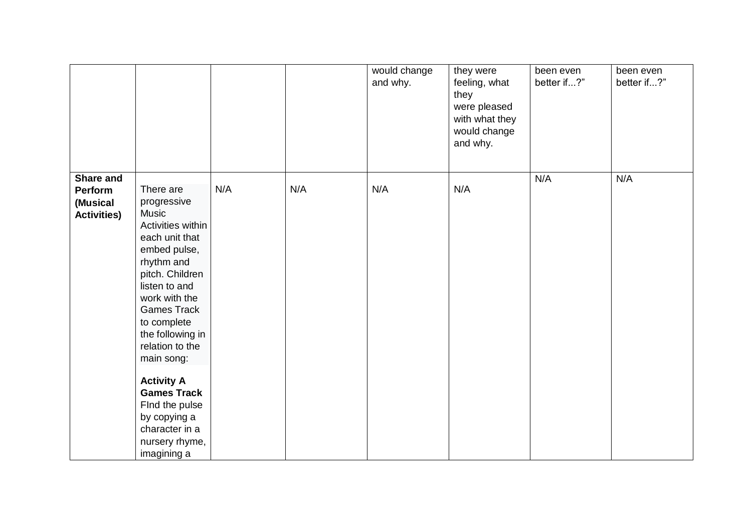| | | | | | | | |
|---|---|---|---|---|---|---|---|
| | | | | would change and why. | they were feeling, what they were pleased with what they would change and why. | been even better if...?” | been even better if...?” |
| **Share and Perform (Musical Activities)** | There are progressive Music Activities within each unit that embed pulse, rhythm and pitch. Children listen to and work with the Games Track to complete the following in relation to the main song:<br><br>**Activity A Games Track** FInd the pulse by copying a character in a nursery rhyme, imagining a | N/A | N/A | N/A | N/A | N/A | N/A |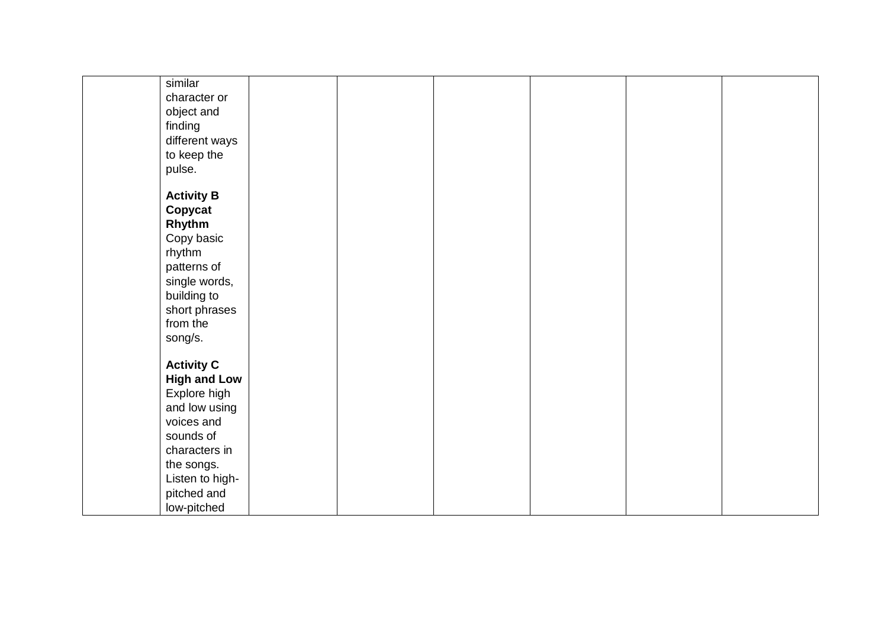| | | | | | | | |
|---|---|---|---|---|---|---|---|
| | similar character or object and finding different ways to keep the pulse.<br><br>**Activity B Copycat Rhythm**<br>Copy basic rhythm patterns of single words, building to short phrases from the song/s.<br><br>**Activity C High and Low**<br>Explore high and low using voices and sounds of characters in the songs. Listen to high-pitched and low-pitched | | | | | | |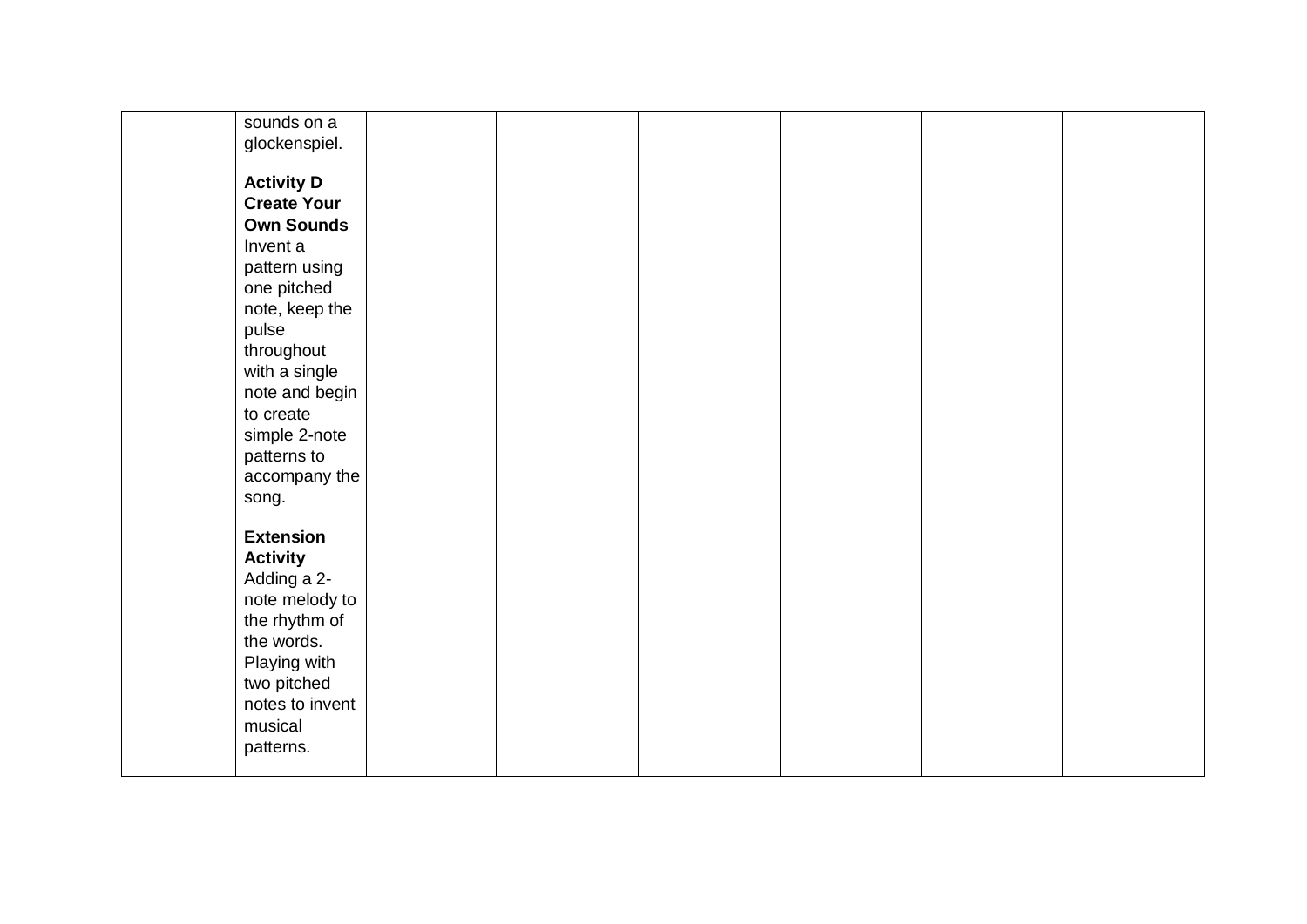| | | | | | | | |
|---|---|---|---|---|---|---|---|
| | sounds on a glockenspiel.<br><br>**Activity D Create Your Own Sounds**<br>Invent a pattern using one pitched note, keep the pulse throughout with a single note and begin to create simple 2-note patterns to accompany the song.<br><br>**Extension Activity**<br>Adding a 2-note melody to the rhythm of the words. Playing with two pitched notes to invent musical patterns. | | | | | | |